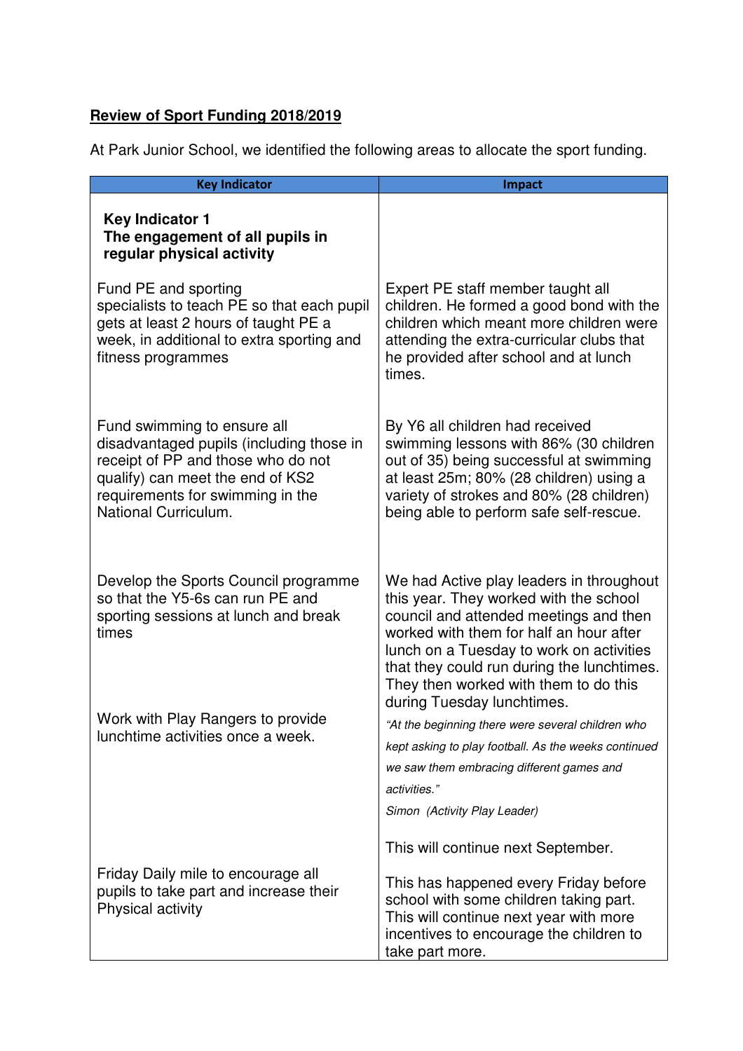**Review of Sport Funding 2018/2019**

At Park Junior School, we identified the following areas to allocate the sport funding.

| Key Indicator | Impact |
|---|---|
| **Key Indicator 1** **The engagement of all pupils in regular physical activity** | |
| Fund PE and sporting specialists to teach PE so that each pupil gets at least 2 hours of taught PE a week, in additional to extra sporting and fitness programmes | Expert PE staff member taught all children. He formed a good bond with the children which meant more children were attending the extra-curricular clubs that he provided after school and at lunch times. |
| Fund swimming to ensure all disadvantaged pupils (including those in receipt of PP and those who do not qualify) can meet the end of KS2 requirements for swimming in the National Curriculum. | By Y6 all children had received swimming lessons with 86% (30 children out of 35) being successful at swimming at least 25m; 80% (28 children) using a variety of strokes and 80% (28 children) being able to perform safe self-rescue. |
| Develop the Sports Council programme so that the Y5-6s can run PE and sporting sessions at lunch and break times<br><br>Work with Play Rangers to provide lunchtime activities once a week. | We had Active play leaders in throughout this year. They worked with the school council and attended meetings and then worked with them for half an hour after lunch on a Tuesday to work on activities that they could run during the lunchtimes. They then worked with them to do this during Tuesday lunchtimes.<br><br>*"At the beginning there were several children who kept asking to play football. As the weeks continued we saw them embracing different games and activities."*<br><br>*Simon (Activity Play Leader)*<br><br>This will continue next September. |
| Friday Daily mile to encourage all pupils to take part and increase their Physical activity | This has happened every Friday before school with some children taking part. This will continue next year with more incentives to encourage the children to take part more. |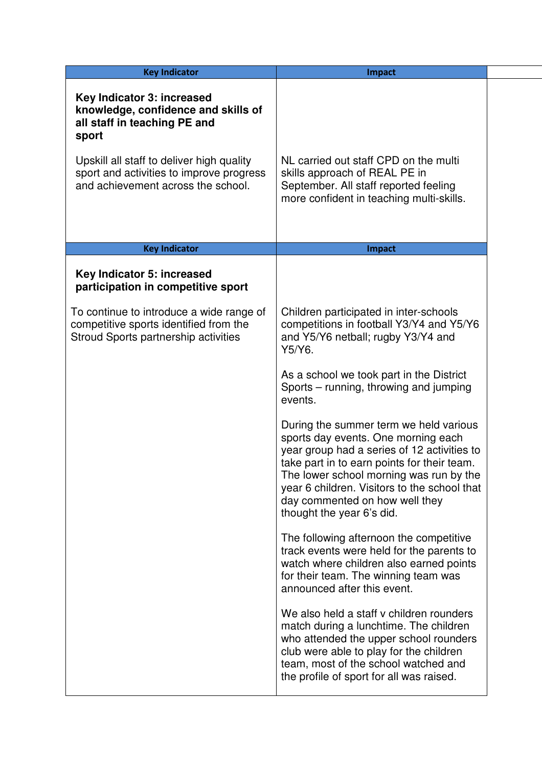| Key Indicator | Impact |
|---|---|
| **Key Indicator 3: increased knowledge, confidence and skills of all staff in teaching PE and sport**<br><br>Upskill all staff to deliver high quality sport and activities to improve progress and achievement across the school. | NL carried out staff CPD on the multi skills approach of REAL PE in September. All staff reported feeling more confident in teaching multi-skills. |

| Key Indicator | Impact |
|---|---|
| **Key Indicator 5: increased participation in competitive sport**<br><br>To continue to introduce a wide range of competitive sports identified from the Stroud Sports partnership activities | Children participated in inter-schools competitions in football Y3/Y4 and Y5/Y6 and Y5/Y6 netball; rugby Y3/Y4 and Y5/Y6.<br><br>As a school we took part in the District Sports – running, throwing and jumping events.<br><br>During the summer term we held various sports day events. One morning each year group had a series of 12 activities to take part in to earn points for their team. The lower school morning was run by the year 6 children. Visitors to the school that day commented on how well they thought the year 6's did.<br><br>The following afternoon the competitive track events were held for the parents to watch where children also earned points for their team. The winning team was announced after this event.<br><br>We also held a staff v children rounders match during a lunchtime. The children who attended the upper school rounders club were able to play for the children team, most of the school watched and the profile of sport for all was raised. |